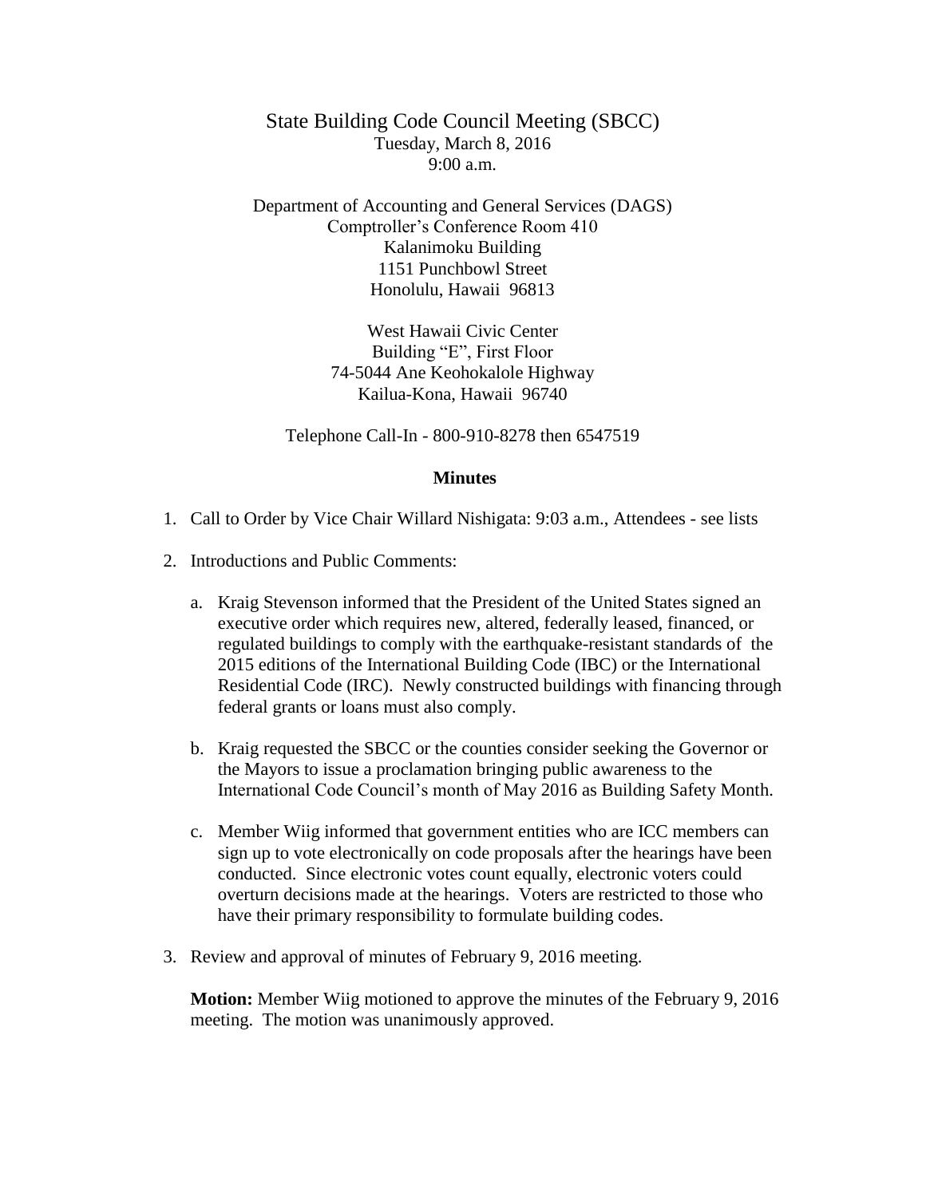# State Building Code Council Meeting (SBCC)

Tuesday, March 8, 2016
9:00 a.m.

Department of Accounting and General Services (DAGS)
Comptroller's Conference Room 410
Kalanimoku Building
1151 Punchbowl Street
Honolulu, Hawaii 96813

West Hawaii Civic Center
Building "E", First Floor
74-5044 Ane Keohokalole Highway
Kailua-Kona, Hawaii 96740

Telephone Call-In - 800-910-8278 then 6547519

## Minutes

1. Call to Order by Vice Chair Willard Nishigata: 9:03 a.m., Attendees - see lists

2. Introductions and Public Comments:

   a. Kraig Stevenson informed that the President of the United States signed an executive order which requires new, altered, federally leased, financed, or regulated buildings to comply with the earthquake-resistant standards of the 2015 editions of the International Building Code (IBC) or the International Residential Code (IRC). Newly constructed buildings with financing through federal grants or loans must also comply.

   b. Kraig requested the SBCC or the counties consider seeking the Governor or the Mayors to issue a proclamation bringing public awareness to the International Code Council's month of May 2016 as Building Safety Month.

   c. Member Wiig informed that government entities who are ICC members can sign up to vote electronically on code proposals after the hearings have been conducted. Since electronic votes count equally, electronic voters could overturn decisions made at the hearings. Voters are restricted to those who have their primary responsibility to formulate building codes.

3. Review and approval of minutes of February 9, 2016 meeting.

   **Motion:** Member Wiig motioned to approve the minutes of the February 9, 2016 meeting. The motion was unanimously approved.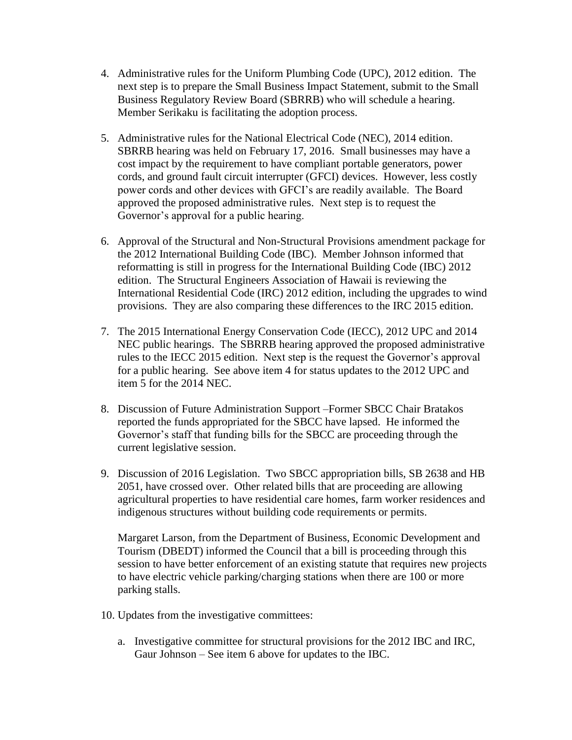4. Administrative rules for the Uniform Plumbing Code (UPC), 2012 edition. The next step is to prepare the Small Business Impact Statement, submit to the Small Business Regulatory Review Board (SBRRB) who will schedule a hearing. Member Serikaku is facilitating the adoption process.

5. Administrative rules for the National Electrical Code (NEC), 2014 edition. SBRRB hearing was held on February 17, 2016. Small businesses may have a cost impact by the requirement to have compliant portable generators, power cords, and ground fault circuit interrupter (GFCI) devices. However, less costly power cords and other devices with GFCI's are readily available. The Board approved the proposed administrative rules. Next step is to request the Governor's approval for a public hearing.

6. Approval of the Structural and Non-Structural Provisions amendment package for the 2012 International Building Code (IBC). Member Johnson informed that reformatting is still in progress for the International Building Code (IBC) 2012 edition. The Structural Engineers Association of Hawaii is reviewing the International Residential Code (IRC) 2012 edition, including the upgrades to wind provisions. They are also comparing these differences to the IRC 2015 edition.

7. The 2015 International Energy Conservation Code (IECC), 2012 UPC and 2014 NEC public hearings. The SBRRB hearing approved the proposed administrative rules to the IECC 2015 edition. Next step is the request the Governor's approval for a public hearing. See above item 4 for status updates to the 2012 UPC and item 5 for the 2014 NEC.

8. Discussion of Future Administration Support –Former SBCC Chair Bratakos reported the funds appropriated for the SBCC have lapsed. He informed the Governor's staff that funding bills for the SBCC are proceeding through the current legislative session.

9. Discussion of 2016 Legislation. Two SBCC appropriation bills, SB 2638 and HB 2051, have crossed over. Other related bills that are proceeding are allowing agricultural properties to have residential care homes, farm worker residences and indigenous structures without building code requirements or permits.

   Margaret Larson, from the Department of Business, Economic Development and Tourism (DBEDT) informed the Council that a bill is proceeding through this session to have better enforcement of an existing statute that requires new projects to have electric vehicle parking/charging stations when there are 100 or more parking stalls.

10. Updates from the investigative committees:

    a. Investigative committee for structural provisions for the 2012 IBC and IRC, Gaur Johnson – See item 6 above for updates to the IBC.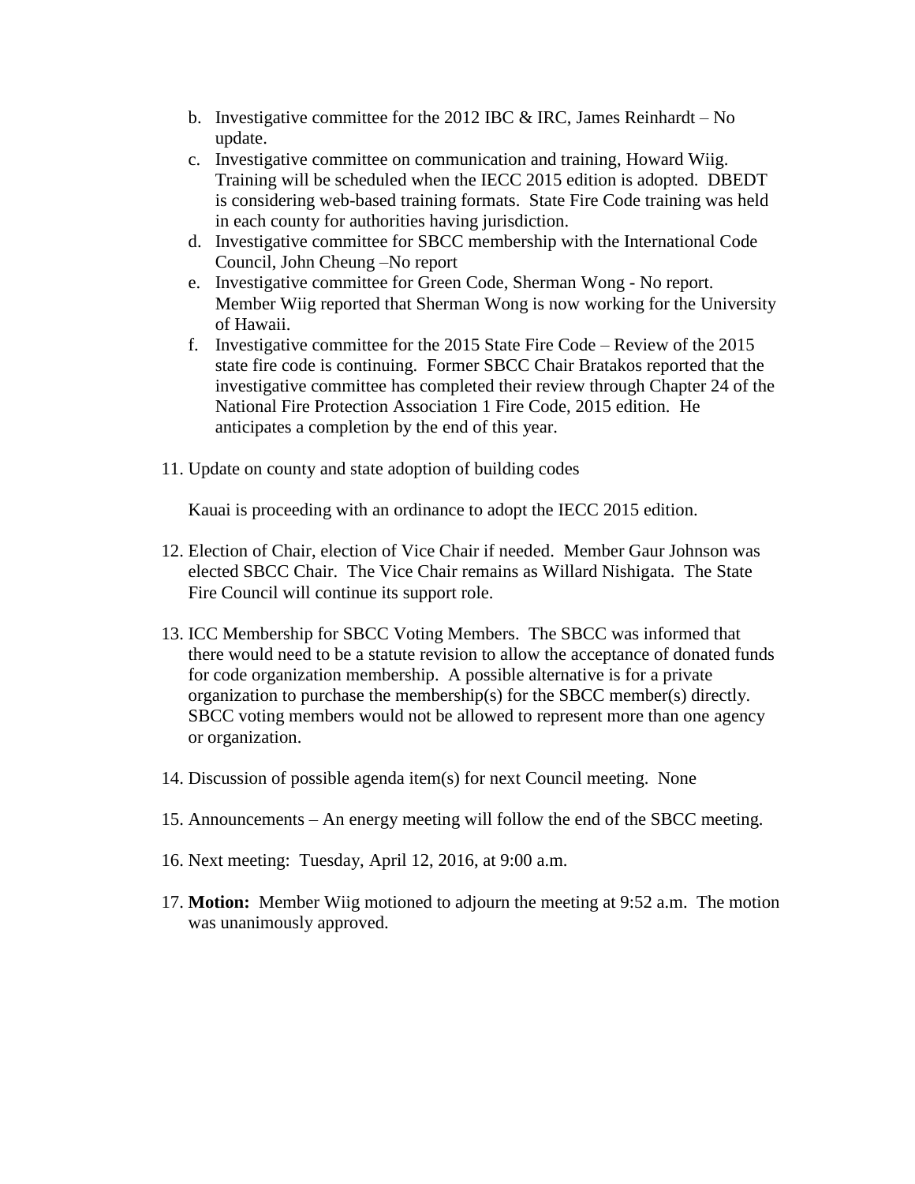b. Investigative committee for the 2012 IBC & IRC, James Reinhardt – No update.
c. Investigative committee on communication and training, Howard Wiig. Training will be scheduled when the IECC 2015 edition is adopted. DBEDT is considering web-based training formats. State Fire Code training was held in each county for authorities having jurisdiction.
d. Investigative committee for SBCC membership with the International Code Council, John Cheung –No report
e. Investigative committee for Green Code, Sherman Wong - No report. Member Wiig reported that Sherman Wong is now working for the University of Hawaii.
f. Investigative committee for the 2015 State Fire Code – Review of the 2015 state fire code is continuing. Former SBCC Chair Bratakos reported that the investigative committee has completed their review through Chapter 24 of the National Fire Protection Association 1 Fire Code, 2015 edition. He anticipates a completion by the end of this year.

11. Update on county and state adoption of building codes

    Kauai is proceeding with an ordinance to adopt the IECC 2015 edition.

12. Election of Chair, election of Vice Chair if needed. Member Gaur Johnson was elected SBCC Chair. The Vice Chair remains as Willard Nishigata. The State Fire Council will continue its support role.

13. ICC Membership for SBCC Voting Members. The SBCC was informed that there would need to be a statute revision to allow the acceptance of donated funds for code organization membership. A possible alternative is for a private organization to purchase the membership(s) for the SBCC member(s) directly. SBCC voting members would not be allowed to represent more than one agency or organization.

14. Discussion of possible agenda item(s) for next Council meeting. None

15. Announcements – An energy meeting will follow the end of the SBCC meeting.

16. Next meeting: Tuesday, April 12, 2016, at 9:00 a.m.

17. **Motion:** Member Wiig motioned to adjourn the meeting at 9:52 a.m. The motion was unanimously approved.